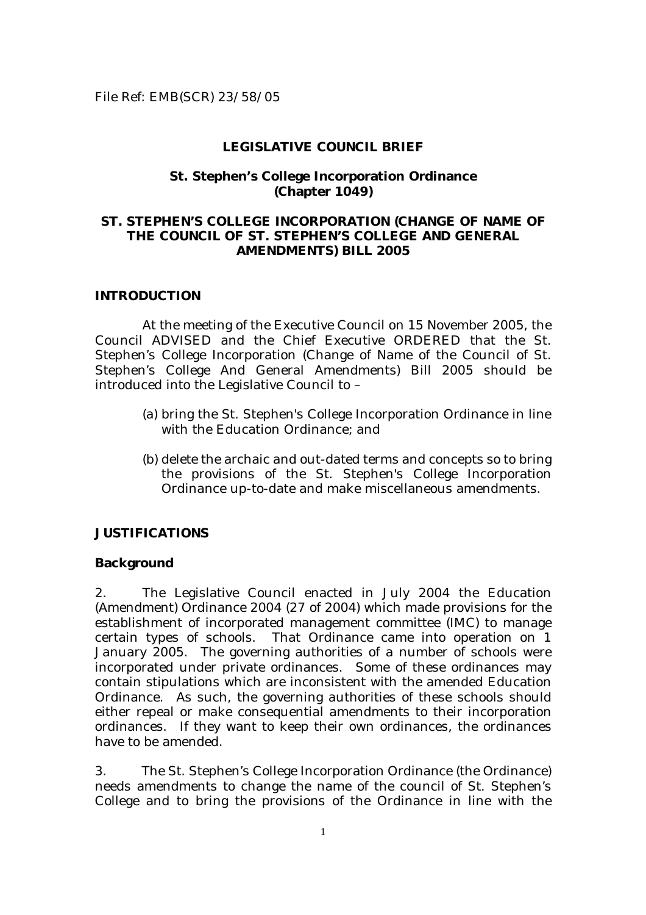File Ref: EMB(SCR) 23/58/05

# LEGISLATIVE COUNCIL BRIEF

## St. Stephen's College Incorporation Ordinance (Chapter 1049)

## ST. STEPHEN'S COLLEGE INCORPORATION (CHANGE OF NAME OF THE COUNCIL OF ST. STEPHEN'S COLLEGE AND GENERAL AMENDMENTS) BILL 2005

### INTRODUCTION

At the meeting of the Executive Council on 15 November 2005, the Council ADVISED and the Chief Executive ORDERED that the St. Stephen's College Incorporation (Change of Name of the Council of St. Stephen's College And General Amendments) Bill 2005 should be introduced into the Legislative Council to –

(a) bring the St. Stephen's College Incorporation Ordinance in line with the Education Ordinance; and

(b) delete the archaic and out-dated terms and concepts so to bring the provisions of the St. Stephen's College Incorporation Ordinance up-to-date and make miscellaneous amendments.

### JUSTIFICATIONS

#### Background

2. The Legislative Council enacted in July 2004 the Education (Amendment) Ordinance 2004 (27 of 2004) which made provisions for the establishment of incorporated management committee (IMC) to manage certain types of schools. That Ordinance came into operation on 1 January 2005. The governing authorities of a number of schools were incorporated under private ordinances. Some of these ordinances may contain stipulations which are inconsistent with the amended Education Ordinance. As such, the governing authorities of these schools should either repeal or make consequential amendments to their incorporation ordinances. If they want to keep their own ordinances, the ordinances have to be amended.

3. The St. Stephen's College Incorporation Ordinance (the Ordinance) needs amendments to change the name of the council of St. Stephen's College and to bring the provisions of the Ordinance in line with the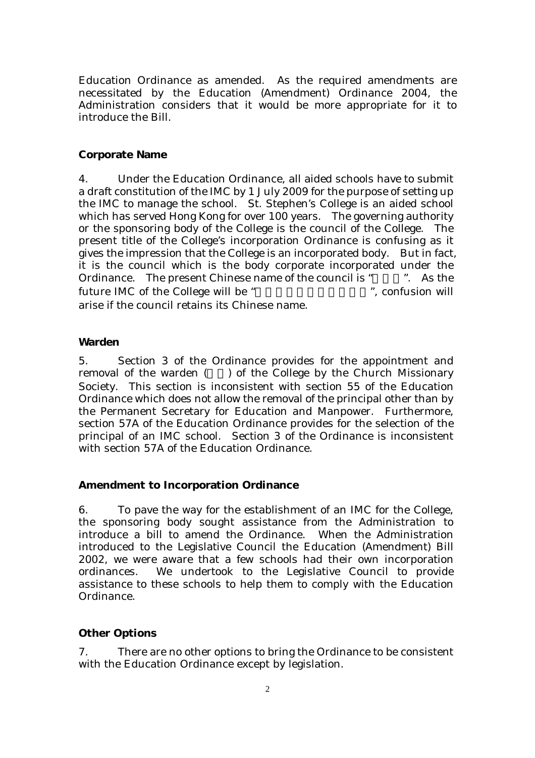Education Ordinance as amended. As the required amendments are necessitated by the Education (Amendment) Ordinance 2004, the Administration considers that it would be more appropriate for it to introduce the Bill.

**Corporate Name**

4. Under the Education Ordinance, all aided schools have to submit a draft constitution of the IMC by 1 July 2009 for the purpose of setting up the IMC to manage the school. St. Stephen's College is an aided school which has served Hong Kong for over 100 years. The governing authority or the sponsoring body of the College is the council of the College. The present title of the College's incorporation Ordinance is confusing as it gives the impression that the College is an incorporated body. But in fact, it is the council which is the body corporate incorporated under the Ordinance. The present Chinese name of the council is " ". As the future IMC of the College will be " ", confusion will arise if the council retains its Chinese name.

**Warden**

5. Section 3 of the Ordinance provides for the appointment and removal of the warden ( ) of the College by the Church Missionary Society. This section is inconsistent with section 55 of the Education Ordinance which does not allow the removal of the principal other than by the Permanent Secretary for Education and Manpower. Furthermore, section 57A of the Education Ordinance provides for the selection of the principal of an IMC school. Section 3 of the Ordinance is inconsistent with section 57A of the Education Ordinance.

**Amendment to Incorporation Ordinance**

6. To pave the way for the establishment of an IMC for the College, the sponsoring body sought assistance from the Administration to introduce a bill to amend the Ordinance. When the Administration introduced to the Legislative Council the Education (Amendment) Bill 2002, we were aware that a few schools had their own incorporation ordinances. We undertook to the Legislative Council to provide assistance to these schools to help them to comply with the Education Ordinance.

**Other Options**

7. There are no other options to bring the Ordinance to be consistent with the Education Ordinance except by legislation.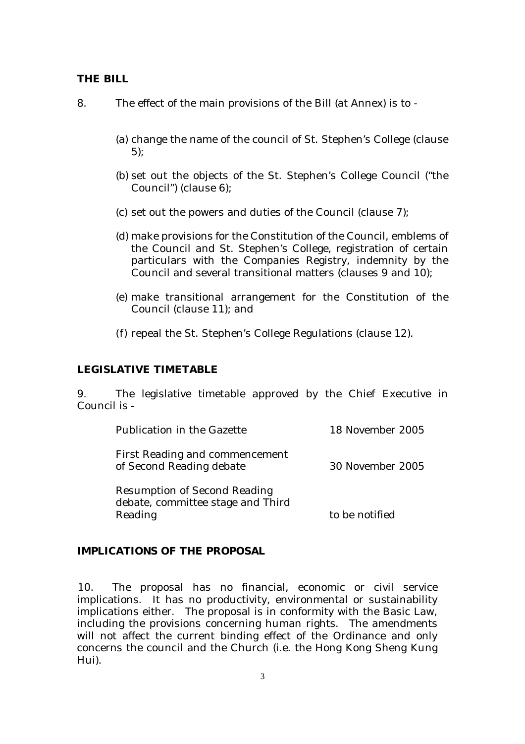## THE BILL

8. The effect of the main provisions of the Bill (at Annex) is to -

(a) change the name of the council of St. Stephen's College (clause 5);

(b) set out the objects of the St. Stephen's College Council ("the Council") (clause 6);

(c) set out the powers and duties of the Council (clause 7);

(d) make provisions for the Constitution of the Council, emblems of the Council and St. Stephen's College, registration of certain particulars with the Companies Registry, indemnity by the Council and several transitional matters (clauses 9 and 10);

(e) make transitional arrangement for the Constitution of the Council (clause 11); and

(f) repeal the St. Stephen's College Regulations (clause 12).

## LEGISLATIVE TIMETABLE

9. The legislative timetable approved by the Chief Executive in Council is -

| | |
|---|---|
| Publication in the Gazette | 18 November 2005 |
| First Reading and commencement of Second Reading debate | 30 November 2005 |
| Resumption of Second Reading debate, committee stage and Third Reading | to be notified |

## IMPLICATIONS OF THE PROPOSAL

10. The proposal has no financial, economic or civil service implications. It has no productivity, environmental or sustainability implications either. The proposal is in conformity with the Basic Law, including the provisions concerning human rights. The amendments will not affect the current binding effect of the Ordinance and only concerns the council and the Church (i.e. the Hong Kong Sheng Kung Hui).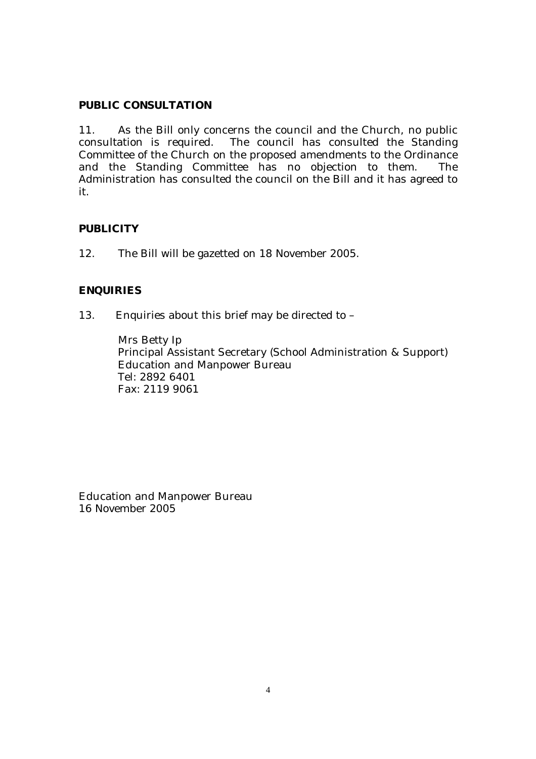**PUBLIC CONSULTATION**

11. As the Bill only concerns the council and the Church, no public consultation is required. The council has consulted the Standing Committee of the Church on the proposed amendments to the Ordinance and the Standing Committee has no objection to them. The Administration has consulted the council on the Bill and it has agreed to it.

**PUBLICITY**

12. The Bill will be gazetted on 18 November 2005.

**ENQUIRIES**

13. Enquiries about this brief may be directed to –

Mrs Betty Ip
Principal Assistant Secretary (School Administration & Support)
Education and Manpower Bureau
Tel: 2892 6401
Fax: 2119 9061

Education and Manpower Bureau
16 November 2005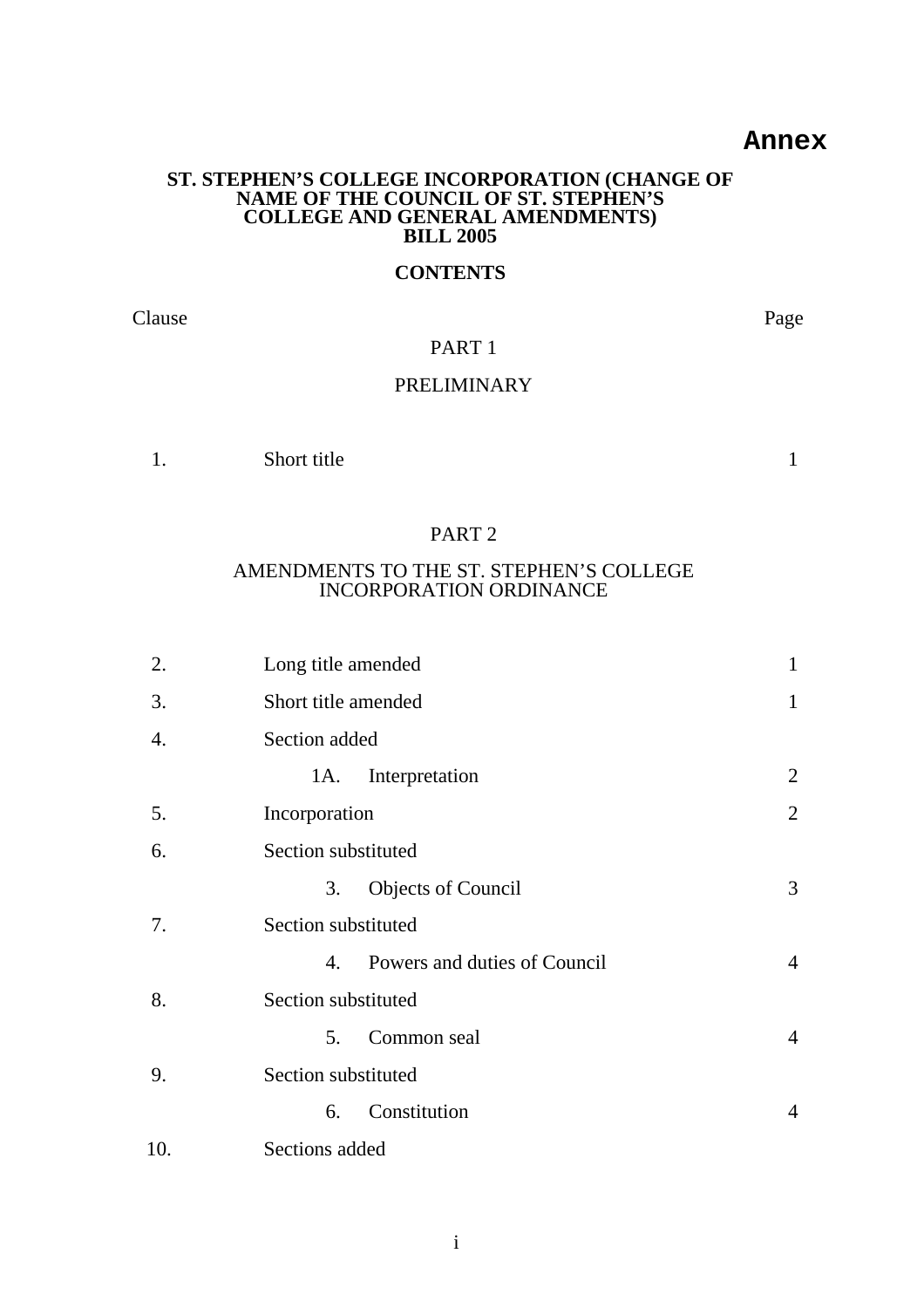**Annex**

**ST. STEPHEN'S COLLEGE INCORPORATION (CHANGE OF NAME OF THE COUNCIL OF ST. STEPHEN'S COLLEGE AND GENERAL AMENDMENTS) BILL 2005**

**CONTENTS**

| Clause | | Page |
|---|---|---|
| | PART 1 | |
| | PRELIMINARY | |
| 1. | Short title | 1 |
| | PART 2 | |
| | AMENDMENTS TO THE ST. STEPHEN'S COLLEGE INCORPORATION ORDINANCE | |
| 2. | Long title amended | 1 |
| 3. | Short title amended | 1 |
| 4. | Section added | |
| | 1A. Interpretation | 2 |
| 5. | Incorporation | 2 |
| 6. | Section substituted | |
| | 3. Objects of Council | 3 |
| 7. | Section substituted | |
| | 4. Powers and duties of Council | 4 |
| 8. | Section substituted | |
| | 5. Common seal | 4 |
| 9. | Section substituted | |
| | 6. Constitution | 4 |
| 10. | Sections added | |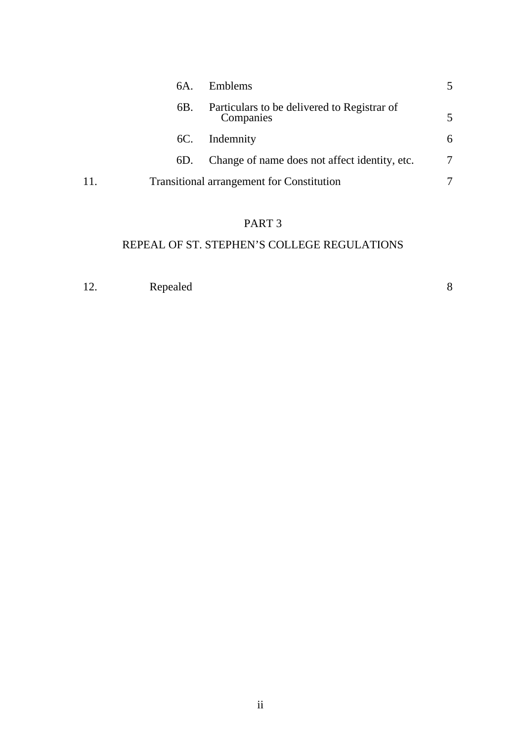| | | | |
|---|---|---|---|
| | 6A. | Emblems | 5 |
| | 6B. | Particulars to be delivered to Registrar of Companies | 5 |
| | 6C. | Indemnity | 6 |
| | 6D. | Change of name does not affect identity, etc. | 7 |
| 11. | | Transitional arrangement for Constitution | 7 |

PART 3

REPEAL OF ST. STEPHEN'S COLLEGE REGULATIONS

| | | |
|---|---|---|
| 12. | Repealed | 8 |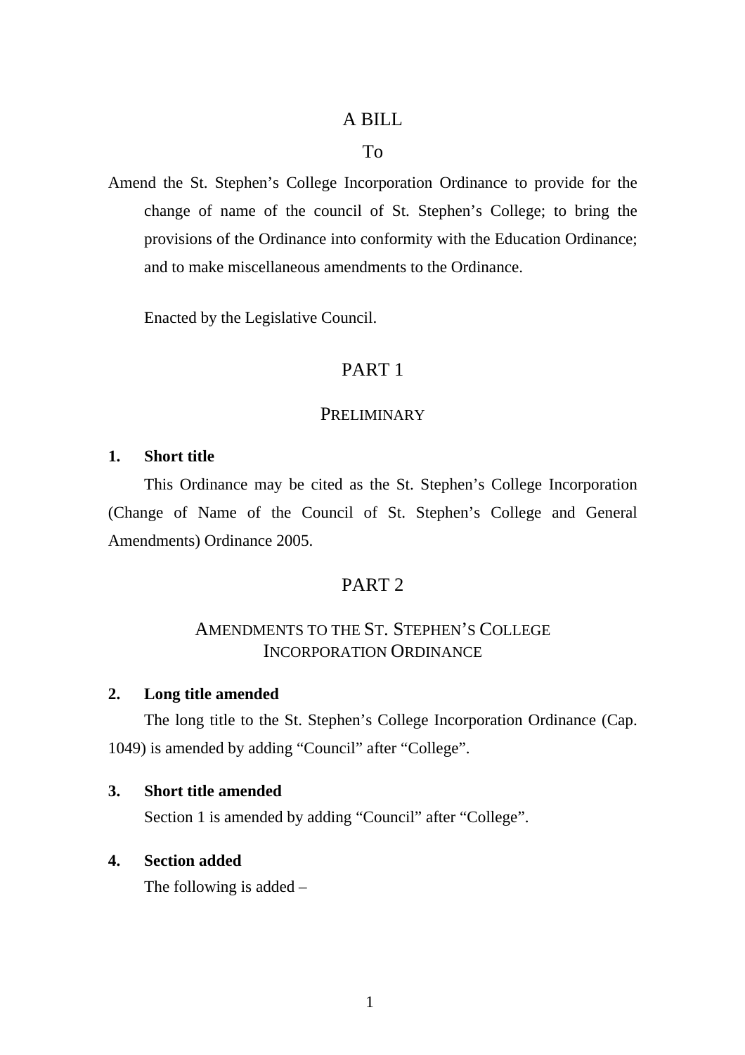# A BILL

## To

Amend the St. Stephen's College Incorporation Ordinance to provide for the change of name of the council of St. Stephen's College; to bring the provisions of the Ordinance into conformity with the Education Ordinance; and to make miscellaneous amendments to the Ordinance.

Enacted by the Legislative Council.

## PART 1

### PRELIMINARY

**1. Short title**

This Ordinance may be cited as the St. Stephen's College Incorporation (Change of Name of the Council of St. Stephen's College and General Amendments) Ordinance 2005.

## PART 2

### AMENDMENTS TO THE ST. STEPHEN'S COLLEGE INCORPORATION ORDINANCE

**2. Long title amended**

The long title to the St. Stephen's College Incorporation Ordinance (Cap. 1049) is amended by adding "Council" after "College".

**3. Short title amended**

Section 1 is amended by adding "Council" after "College".

**4. Section added**

The following is added –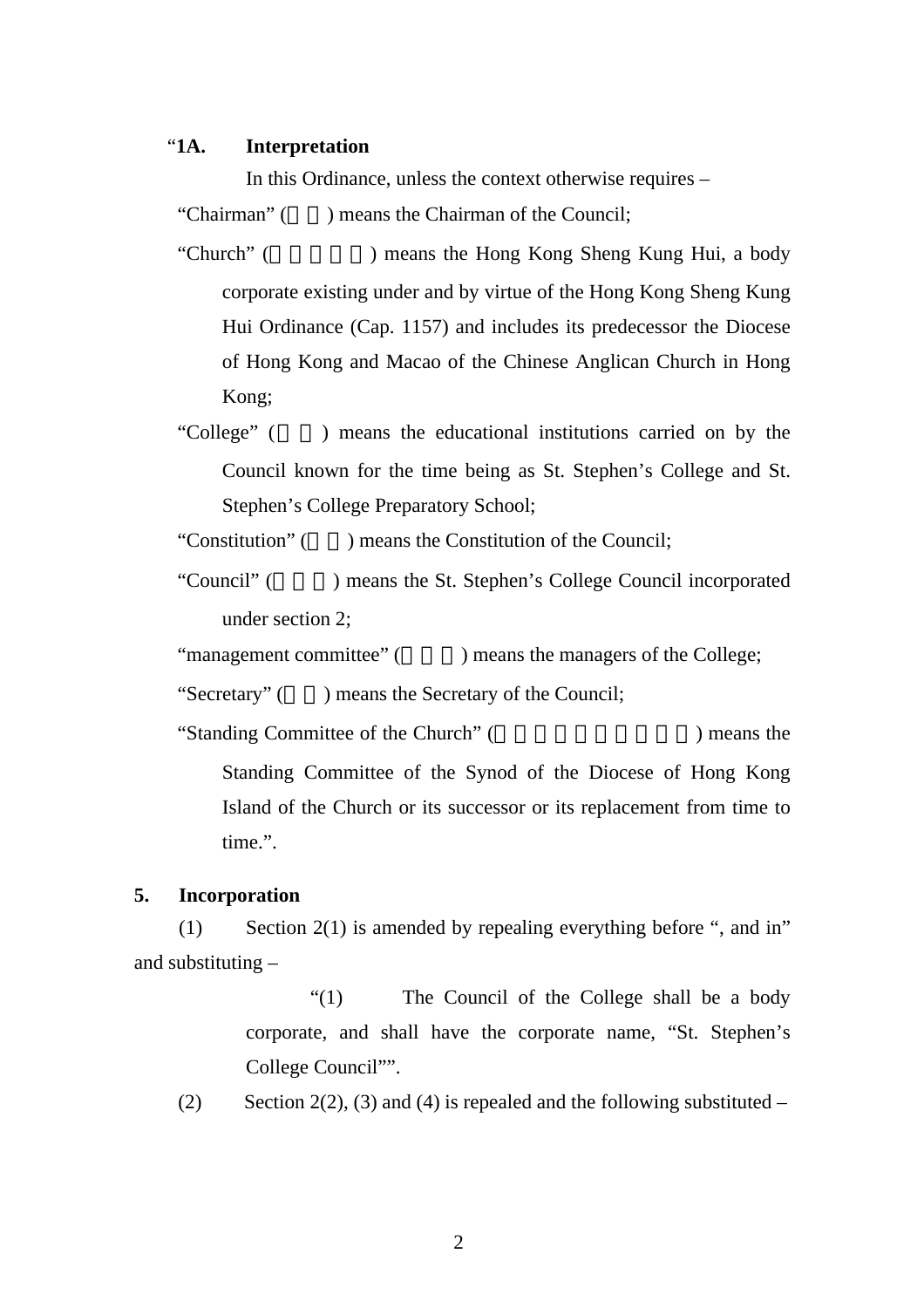"**1A. Interpretation**

In this Ordinance, unless the context otherwise requires –

"Chairman" (   ) means the Chairman of the Council;

"Church" (     ) means the Hong Kong Sheng Kung Hui, a body corporate existing under and by virtue of the Hong Kong Sheng Kung Hui Ordinance (Cap. 1157) and includes its predecessor the Diocese of Hong Kong and Macao of the Chinese Anglican Church in Hong Kong;

"College" (   ) means the educational institutions carried on by the Council known for the time being as St. Stephen's College and St. Stephen's College Preparatory School;

"Constitution" (   ) means the Constitution of the Council;

"Council" (   ) means the St. Stephen's College Council incorporated under section 2;

"management committee" (   ) means the managers of the College;

"Secretary" (   ) means the Secretary of the Council;

"Standing Committee of the Church" (          ) means the Standing Committee of the Synod of the Diocese of Hong Kong Island of the Church or its successor or its replacement from time to time.".

**5. Incorporation**

(1) Section 2(1) is amended by repealing everything before ", and in" and substituting –

"(1) The Council of the College shall be a body corporate, and shall have the corporate name, "St. Stephen's College Council"".

(2) Section 2(2), (3) and (4) is repealed and the following substituted –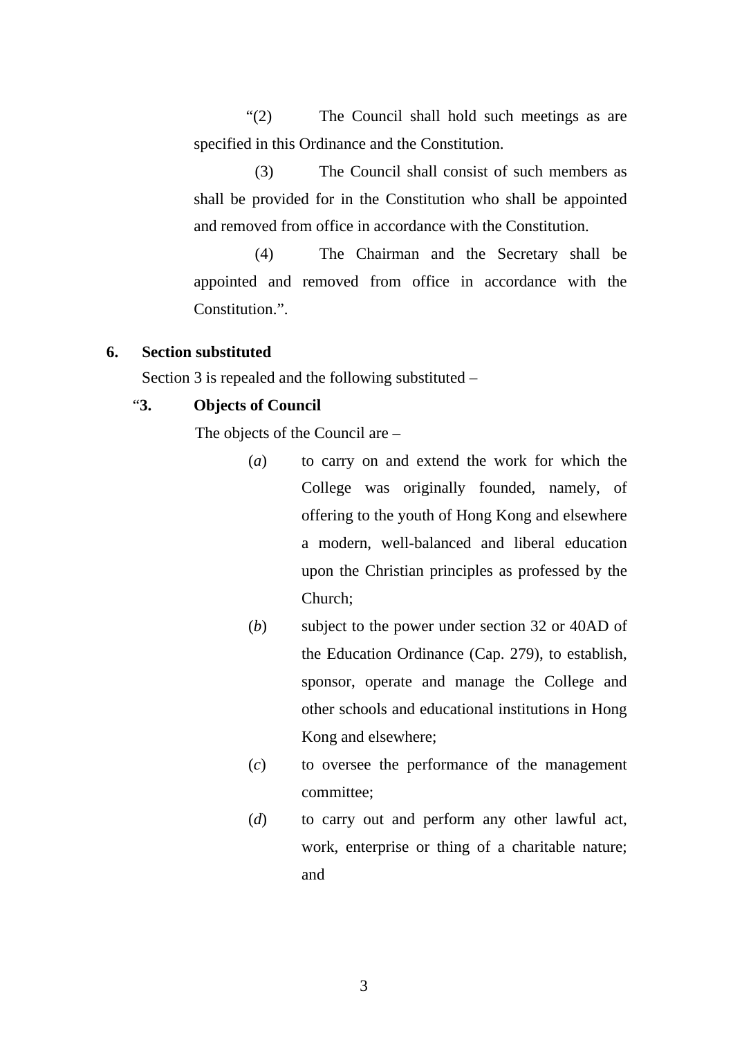"(2) The Council shall hold such meetings as are specified in this Ordinance and the Constitution.

(3) The Council shall consist of such members as shall be provided for in the Constitution who shall be appointed and removed from office in accordance with the Constitution.

(4) The Chairman and the Secretary shall be appointed and removed from office in accordance with the Constitution.".

**6. Section substituted**

Section 3 is repealed and the following substituted –

"**3. Objects of Council**

The objects of the Council are –

(*a*) to carry on and extend the work for which the College was originally founded, namely, of offering to the youth of Hong Kong and elsewhere a modern, well-balanced and liberal education upon the Christian principles as professed by the Church;

(*b*) subject to the power under section 32 or 40AD of the Education Ordinance (Cap. 279), to establish, sponsor, operate and manage the College and other schools and educational institutions in Hong Kong and elsewhere;

(*c*) to oversee the performance of the management committee;

(*d*) to carry out and perform any other lawful act, work, enterprise or thing of a charitable nature; and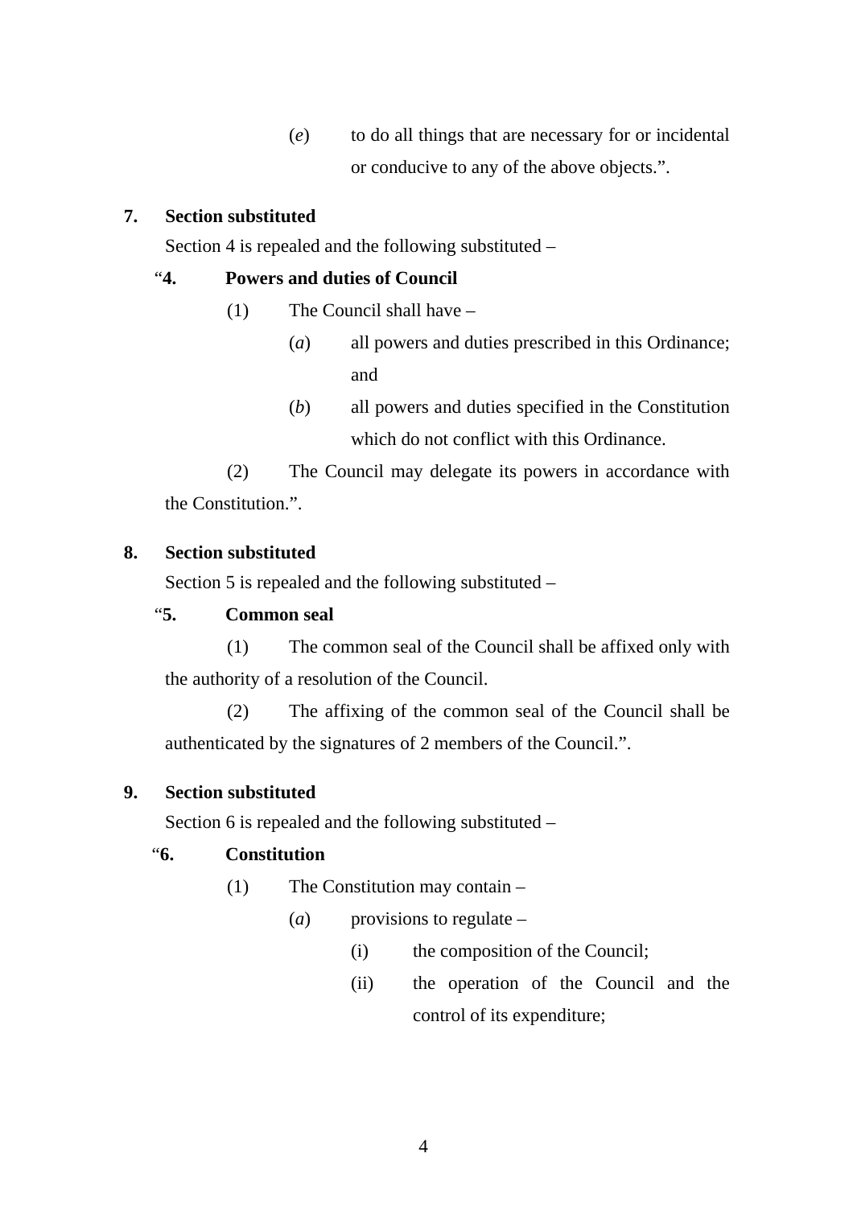(*e*) to do all things that are necessary for or incidental or conducive to any of the above objects.".

**7. Section substituted**

Section 4 is repealed and the following substituted –

"**4. Powers and duties of Council**

(1) The Council shall have –

(*a*) all powers and duties prescribed in this Ordinance; and

(*b*) all powers and duties specified in the Constitution which do not conflict with this Ordinance.

(2) The Council may delegate its powers in accordance with the Constitution.".

**8. Section substituted**

Section 5 is repealed and the following substituted –

"**5. Common seal**

(1) The common seal of the Council shall be affixed only with the authority of a resolution of the Council.

(2) The affixing of the common seal of the Council shall be authenticated by the signatures of 2 members of the Council.".

**9. Section substituted**

Section 6 is repealed and the following substituted –

"**6. Constitution**

(1) The Constitution may contain –

(*a*) provisions to regulate –

(i) the composition of the Council;

(ii) the operation of the Council and the control of its expenditure;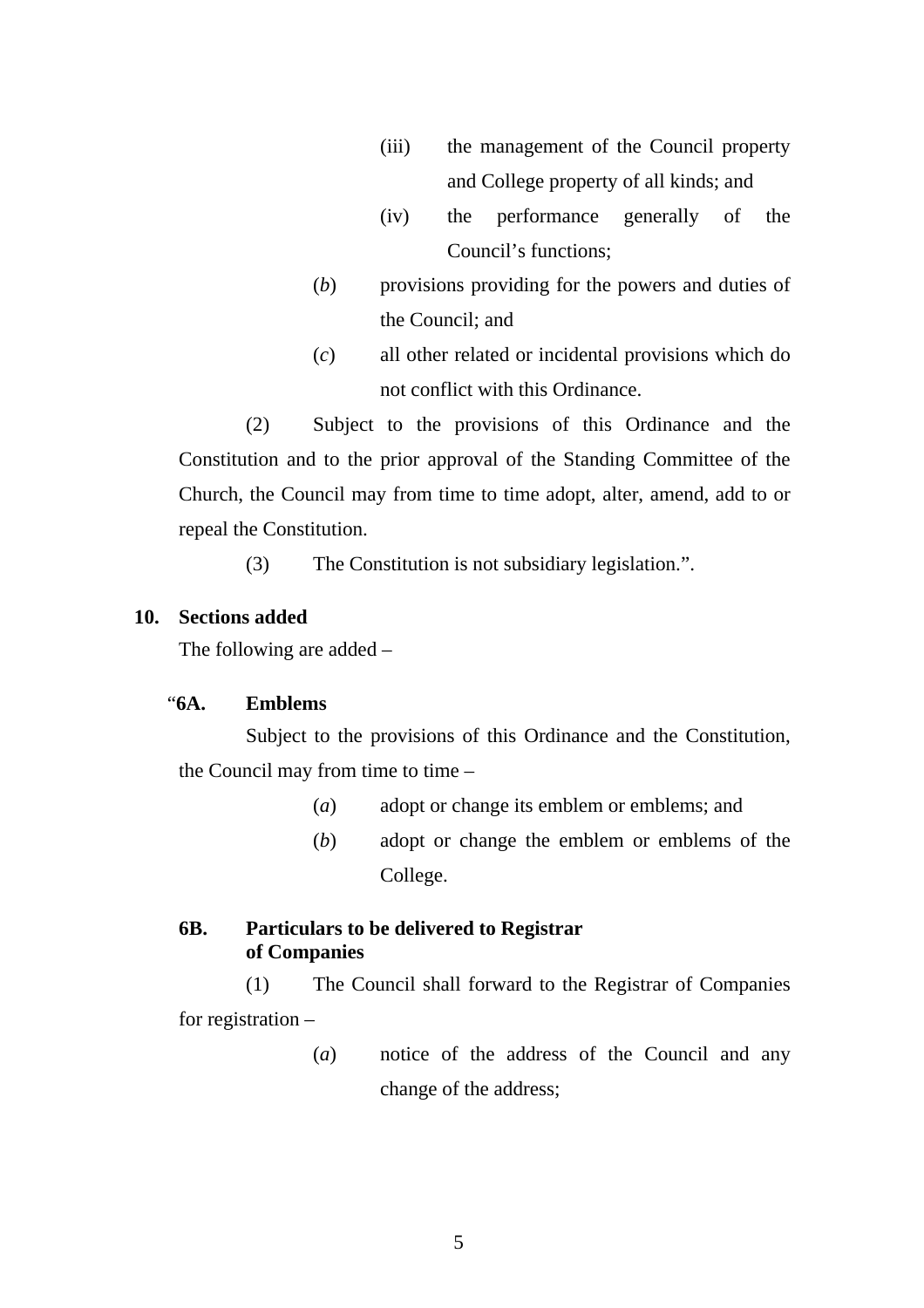(iii) the management of the Council property and College property of all kinds; and

(iv) the performance generally of the Council's functions;

(*b*) provisions providing for the powers and duties of the Council; and

(*c*) all other related or incidental provisions which do not conflict with this Ordinance.

(2) Subject to the provisions of this Ordinance and the Constitution and to the prior approval of the Standing Committee of the Church, the Council may from time to time adopt, alter, amend, add to or repeal the Constitution.

(3) The Constitution is not subsidiary legislation.".

**10. Sections added**

The following are added –

"**6A. Emblems**

Subject to the provisions of this Ordinance and the Constitution, the Council may from time to time –

(*a*) adopt or change its emblem or emblems; and

(*b*) adopt or change the emblem or emblems of the College.

**6B. Particulars to be delivered to Registrar of Companies**

(1) The Council shall forward to the Registrar of Companies for registration –

(*a*) notice of the address of the Council and any change of the address;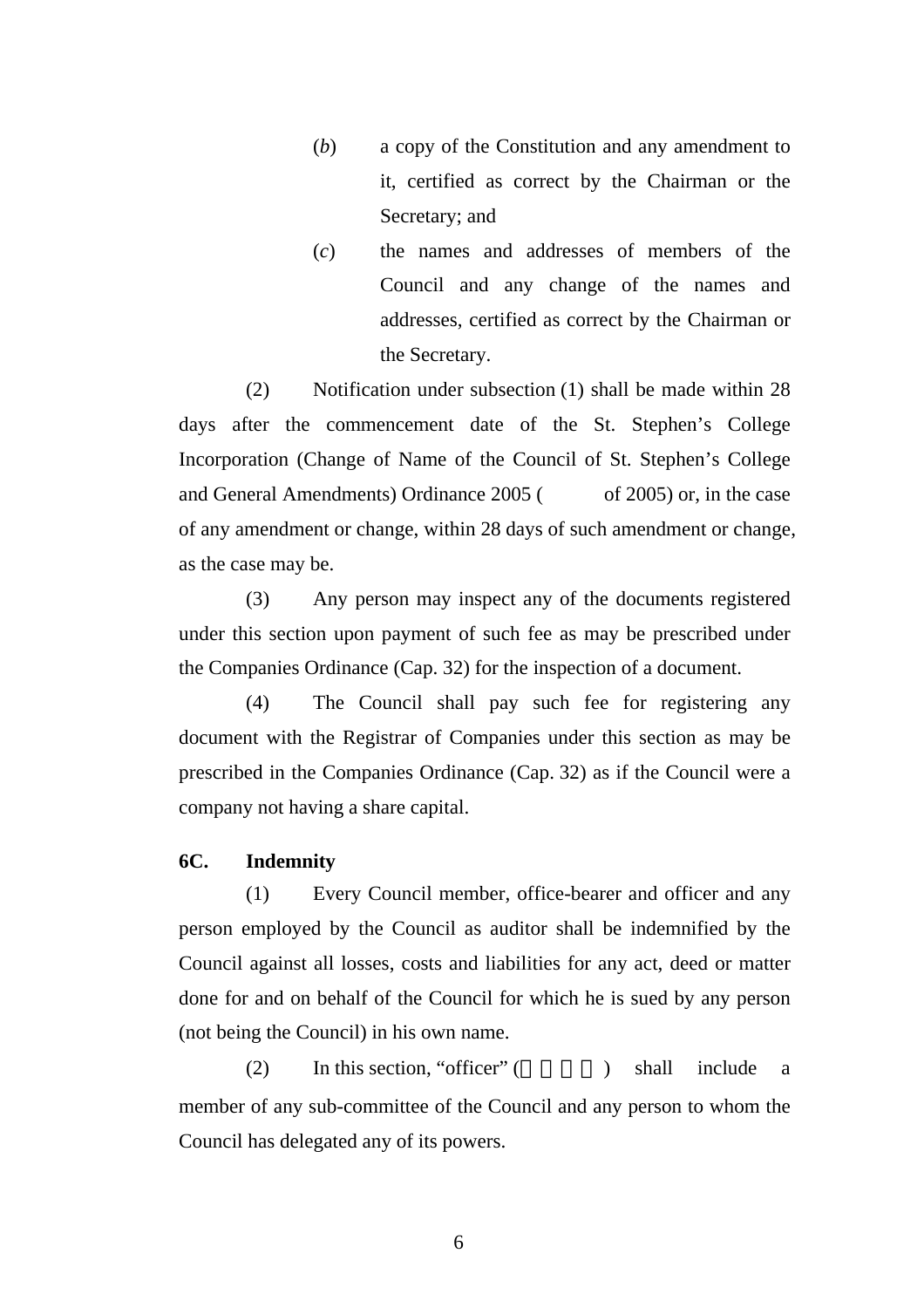(*b*) a copy of the Constitution and any amendment to it, certified as correct by the Chairman or the Secretary; and

(*c*) the names and addresses of members of the Council and any change of the names and addresses, certified as correct by the Chairman or the Secretary.

(2) Notification under subsection (1) shall be made within 28 days after the commencement date of the St. Stephen's College Incorporation (Change of Name of the Council of St. Stephen's College and General Amendments) Ordinance 2005 (        of 2005) or, in the case of any amendment or change, within 28 days of such amendment or change, as the case may be.

(3) Any person may inspect any of the documents registered under this section upon payment of such fee as may be prescribed under the Companies Ordinance (Cap. 32) for the inspection of a document.

(4) The Council shall pay such fee for registering any document with the Registrar of Companies under this section as may be prescribed in the Companies Ordinance (Cap. 32) as if the Council were a company not having a share capital.

**6C. Indemnity**

(1) Every Council member, office-bearer and officer and any person employed by the Council as auditor shall be indemnified by the Council against all losses, costs and liabilities for any act, deed or matter done for and on behalf of the Council for which he is sued by any person (not being the Council) in his own name.

(2) In this section, "officer" (        ) shall include a member of any sub-committee of the Council and any person to whom the Council has delegated any of its powers.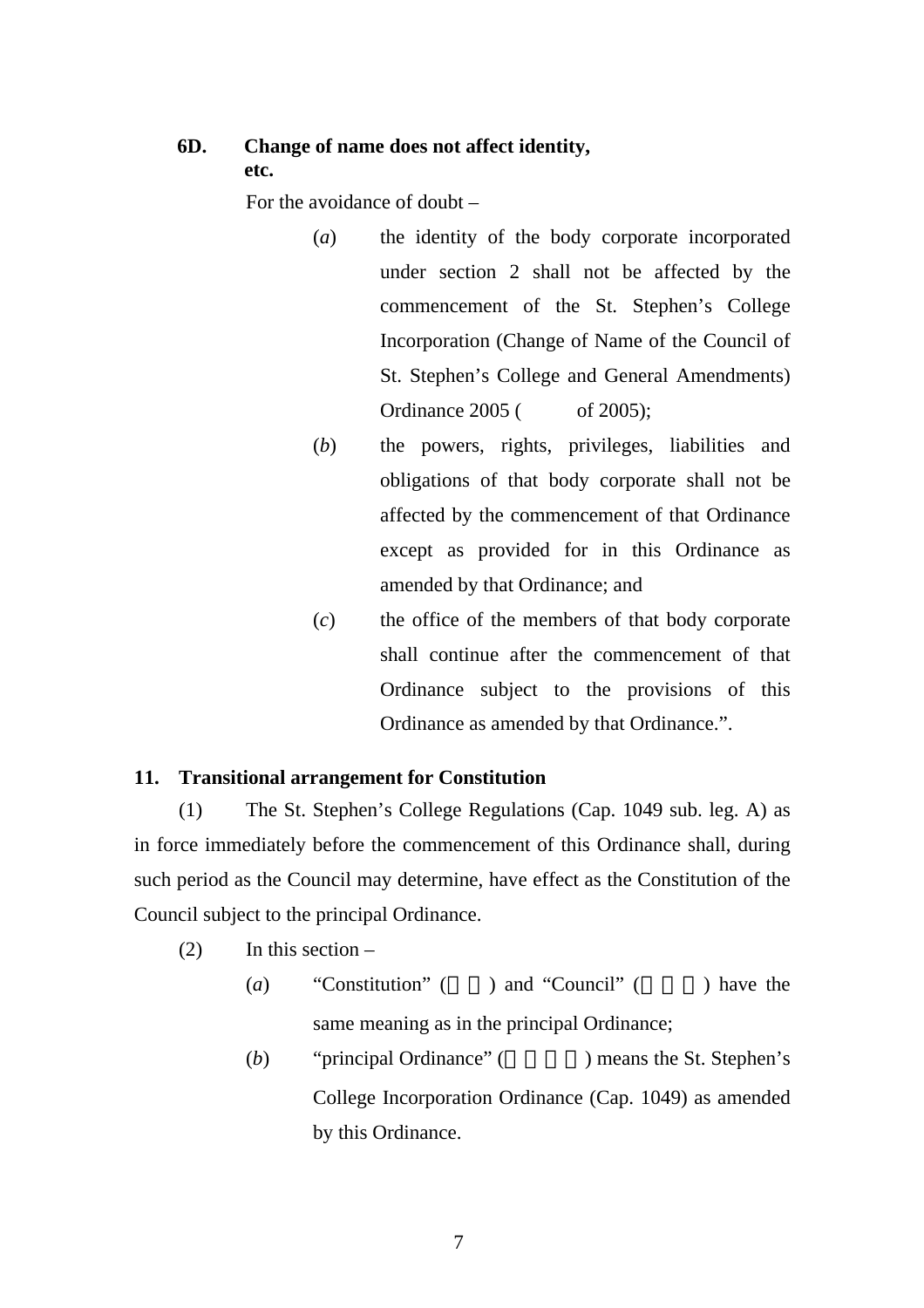**6D. Change of name does not affect identity, etc.**

For the avoidance of doubt –

(*a*) the identity of the body corporate incorporated under section 2 shall not be affected by the commencement of the St. Stephen's College Incorporation (Change of Name of the Council of St. Stephen's College and General Amendments) Ordinance 2005 ( of 2005);

(*b*) the powers, rights, privileges, liabilities and obligations of that body corporate shall not be affected by the commencement of that Ordinance except as provided for in this Ordinance as amended by that Ordinance; and

(*c*) the office of the members of that body corporate shall continue after the commencement of that Ordinance subject to the provisions of this Ordinance as amended by that Ordinance.".

**11. Transitional arrangement for Constitution**

(1) The St. Stephen's College Regulations (Cap. 1049 sub. leg. A) as in force immediately before the commencement of this Ordinance shall, during such period as the Council may determine, have effect as the Constitution of the Council subject to the principal Ordinance.

(2) In this section –

(*a*) "Constitution" ( ) and "Council" ( ) have the same meaning as in the principal Ordinance;

(*b*) "principal Ordinance" ( ) means the St. Stephen's College Incorporation Ordinance (Cap. 1049) as amended by this Ordinance.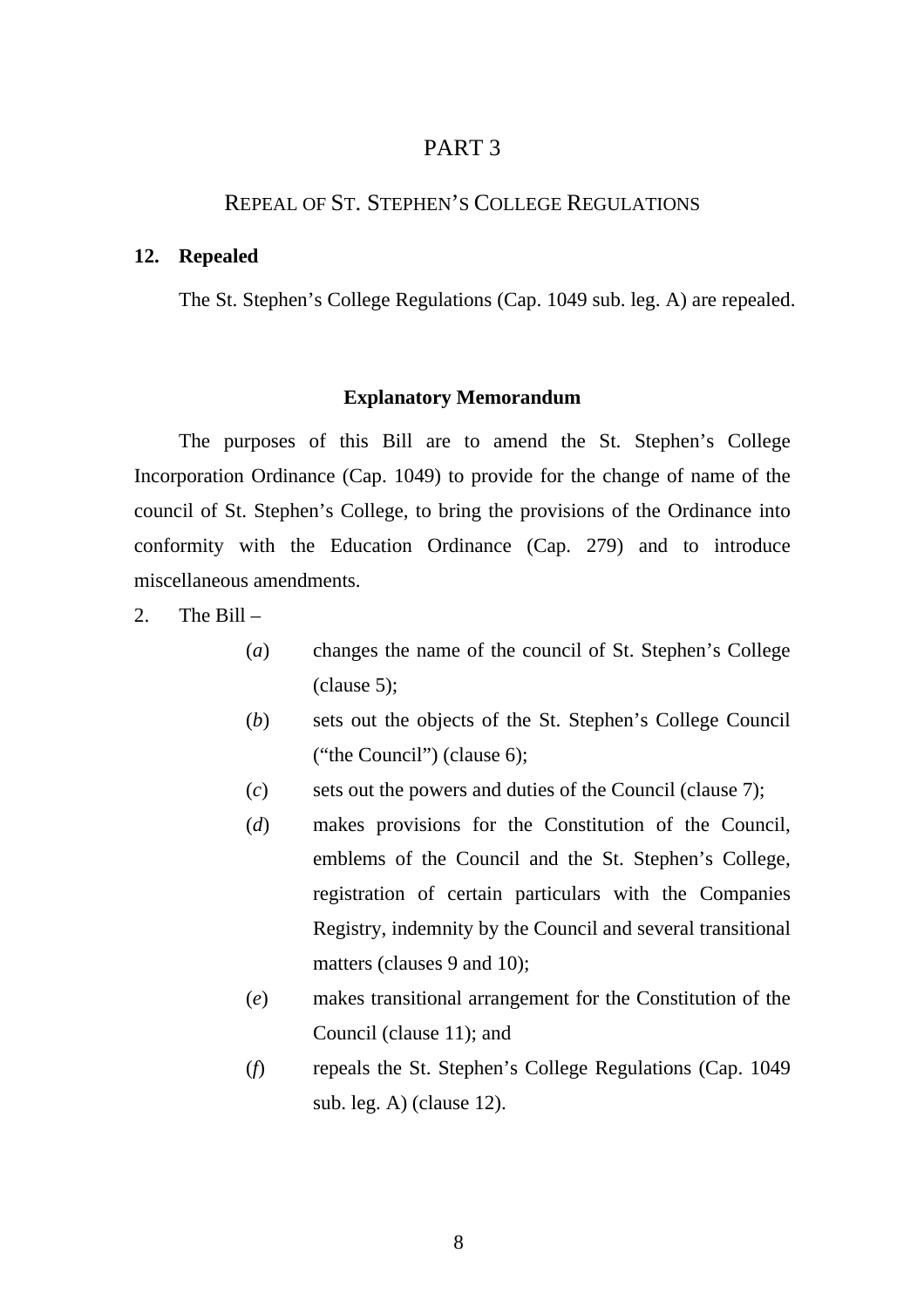# PART 3

## REPEAL OF ST. STEPHEN'S COLLEGE REGULATIONS

**12. Repealed**

The St. Stephen's College Regulations (Cap. 1049 sub. leg. A) are repealed.

**Explanatory Memorandum**

The purposes of this Bill are to amend the St. Stephen's College Incorporation Ordinance (Cap. 1049) to provide for the change of name of the council of St. Stephen's College, to bring the provisions of the Ordinance into conformity with the Education Ordinance (Cap. 279) and to introduce miscellaneous amendments.

2. The Bill –

   (*a*) changes the name of the council of St. Stephen's College (clause 5);

   (*b*) sets out the objects of the St. Stephen's College Council ("the Council") (clause 6);

   (*c*) sets out the powers and duties of the Council (clause 7);

   (*d*) makes provisions for the Constitution of the Council, emblems of the Council and the St. Stephen's College, registration of certain particulars with the Companies Registry, indemnity by the Council and several transitional matters (clauses 9 and 10);

   (*e*) makes transitional arrangement for the Constitution of the Council (clause 11); and

   (*f*) repeals the St. Stephen's College Regulations (Cap. 1049 sub. leg. A) (clause 12).